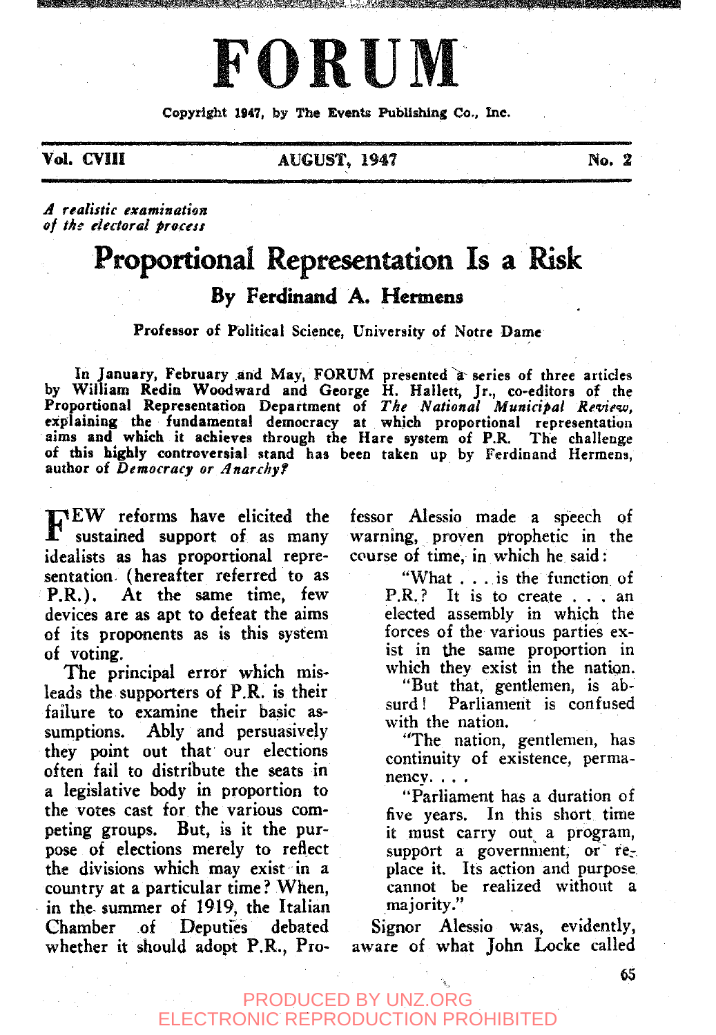# FORUM

Copyright 1947, by The Events Publishing Co., Inc.

Vol. CVIII — AUGUST, 1947 — No. 2

*A realistic examination of the electoral process*

## Proportional Representation Is a Risk

### By Ferdinand A. Hermens

**Professor of Political Science, University of Notre Dame**

**In January, February and May, FORUM presented a series of three articles by William Redin Woodward and George H. Hallett, Jr., co-editors of the Proportional Representation Department of *The National Municipal Review*, explaining the fundamental democracy at which proportional representation aims and which it achieves through the Hare system of P.R. The challenge of this highly controversial stand has been taken up by Ferdinand Hermens, author of *Democracy or Anarchy?***

FEW reforms have elicited the sustained support of as many idealists as has proportional representation (hereafter referred to as P.R.). At the same time, few devices are as apt to defeat the aims of its proponents as is this system of voting.

The principal error which misleads the supporters of P.R. is their failure to examine their basic assumptions. Ably and persuasively they point out that our elections often fail to distribute the seats in a legislative body in proportion to the votes cast for the various competing groups. But, is it the purpose of elections merely to reflect the divisions which may exist in a country at a particular time? When, in the summer of 1919, the Italian Chamber of Deputies debated whether it should adopt P.R., Professor Alessio made a speech of warning, proven prophetic in the course of time, in which he said:

> "What . . . is the function of P.R.? It is to create . . . an elected assembly in which the forces of the various parties exist in the same proportion in which they exist in the nation.
>
> "But that, gentlemen, is absurd! Parliament is confused with the nation.
>
> "The nation, gentlemen, has continuity of existence, permanency. . . .
>
> "Parliament has a duration of five years. In this short time it must carry out a program, support a government, or replace it. Its action and purpose cannot be realized without a majority."

Signor Alessio was, evidently, aware of what John Locke called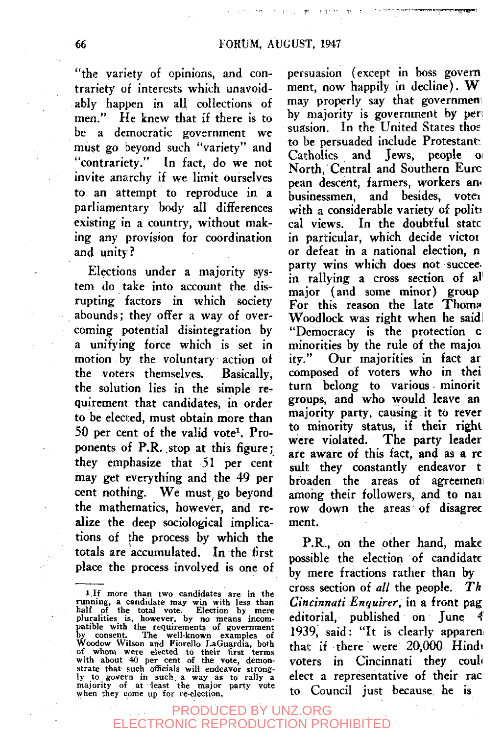"the variety of opinions, and contrariety of interests which unavoidably happen in all collections of men." He knew that if there is to be a democratic government we must go beyond such "variety" and "contrariety." In fact, do we not invite anarchy if we limit ourselves to an attempt to reproduce in a parliamentary body all differences existing in a country, without making any provision for coordination and unity?

Elections under a majority system do take into account the disrupting factors in which society abounds; they offer a way of overcoming potential disintegration by a unifying force which is set in motion by the voluntary action of the voters themselves. Basically, the solution lies in the simple requirement that candidates, in order to be elected, must obtain more than 50 per cent of the valid vote[1]. Proponents of P.R. stop at this figure; they emphasize that 51 per cent may get everything and the 49 per cent nothing. We must go beyond the mathematics, however, and realize the deep sociological implications of the process by which the totals are accumulated. In the first place the process involved is one of persuasion (except in boss government, now happily in decline). We may properly say that government by majority is government by persuasion. In the United States those to be persuaded include Protestants, Catholics and Jews, people of North, Central and Southern European descent, farmers, workers and businessmen, and besides, voters with a considerable variety of political views. In the doubtful states in particular, which decide victory or defeat in a national election, no party wins which does not succeed in rallying a cross section of all major (and some minor) groups. For this reason the late Thomas Woodlock was right when he said: "Democracy is the protection of minorities by the rule of the majority." Our majorities in fact are composed of voters who in their turn belong to various minority groups, and who would leave any majority party, causing it to revert to minority status, if their rights were violated. The party leaders are aware of this fact, and as a result they constantly endeavor to broaden the areas of agreement among their followers, and to narrow down the areas of disagreement.

P.R., on the other hand, makes possible the election of candidates by mere fractions rather than by a cross section of *all* the people. *The Cincinnati Enquirer*, in a front page editorial, published on June 4, 1939, said: "It is clearly apparent that if there were 20,000 Hindu voters in Cincinnati they could elect a representative of their race to Council just because he is

---

[1] If more than two candidates are in the running, a candidate may win with less than half of the total vote. Election by mere pluralities is, however, by no means incompatible with the requirements of government by consent. The well-known examples of Woodow Wilson and Fiorello LaGuardia, both of whom were elected to their first terms with about 40 per cent of the vote, demonstrate that such officials will endeavor strongly to govern in such a way as to rally a majority of at least the major party vote when they come up for re-election.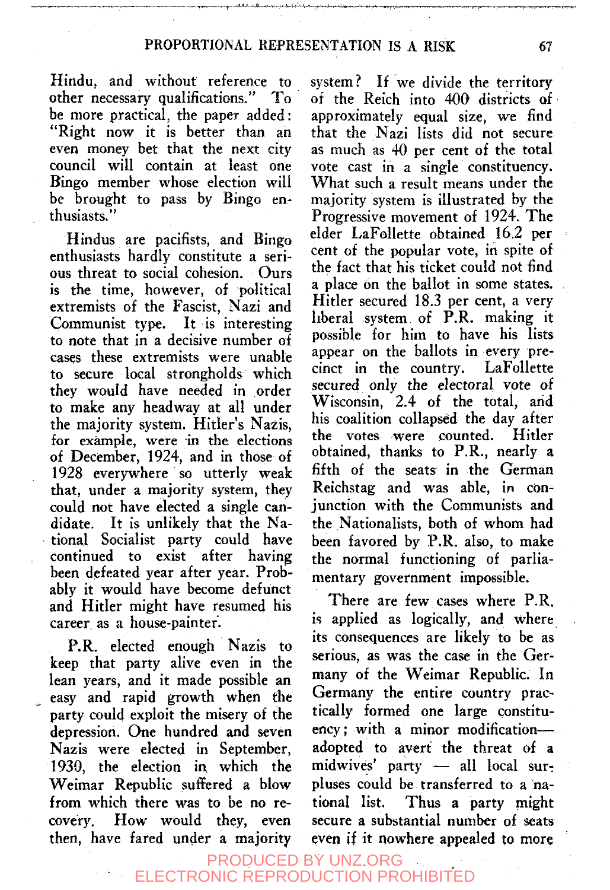Hindu, and without reference to other necessary qualifications." To be more practical, the paper added: "Right now it is better than an even money bet that the next city council will contain at least one Bingo member whose election will be brought to pass by Bingo enthusiasts."

Hindus are pacifists, and Bingo enthusiasts hardly constitute a serious threat to social cohesion. Ours is the time, however, of political extremists of the Fascist, Nazi and Communist type. It is interesting to note that in a decisive number of cases these extremists were unable to secure local strongholds which they would have needed in order to make any headway at all under the majority system. Hitler's Nazis, for example, were in the elections of December, 1924, and in those of 1928 everywhere so utterly weak that, under a majority system, they could not have elected a single candidate. It is unlikely that the National Socialist party could have continued to exist after having been defeated year after year. Probably it would have become defunct and Hitler might have resumed his career as a house-painter.

P.R. elected enough Nazis to keep that party alive even in the lean years, and it made possible an easy and rapid growth when the party could exploit the misery of the depression. One hundred and seven Nazis were elected in September, 1930, the election in which the Weimar Republic suffered a blow from which there was to be no recovery. How would they, even then, have fared under a majority system? If we divide the territory of the Reich into 400 districts of approximately equal size, we find that the Nazi lists did not secure as much as 40 per cent of the total vote cast in a single constituency. What such a result means under the majority system is illustrated by the Progressive movement of 1924. The elder LaFollette obtained 16.2 per cent of the popular vote, in spite of the fact that his ticket could not find a place on the ballot in some states. Hitler secured 18.3 per cent, a very liberal system of P.R. making it possible for him to have his lists appear on the ballots in every precinct in the country. LaFollette secured *only the electoral vote* of Wisconsin, 2.4 of the total, and his coalition collapsed the day after the votes were counted. Hitler obtained, thanks to P.R., nearly a fifth of the seats in the German Reichstag and was able, in conjunction with the Communists and the Nationalists, both of whom had been favored by P.R. also, to make the normal functioning of parliamentary government impossible.

There are few cases where P.R. is applied as logically, and where its consequences are likely to be as serious, as was the case in the Germany of the Weimar Republic. In Germany the entire country practically formed one large constituency; with a minor modification—adopted to avert the threat of a midwives' party — all local surpluses could be transferred to a national list. Thus a party might secure a substantial number of seats even if it nowhere appealed to more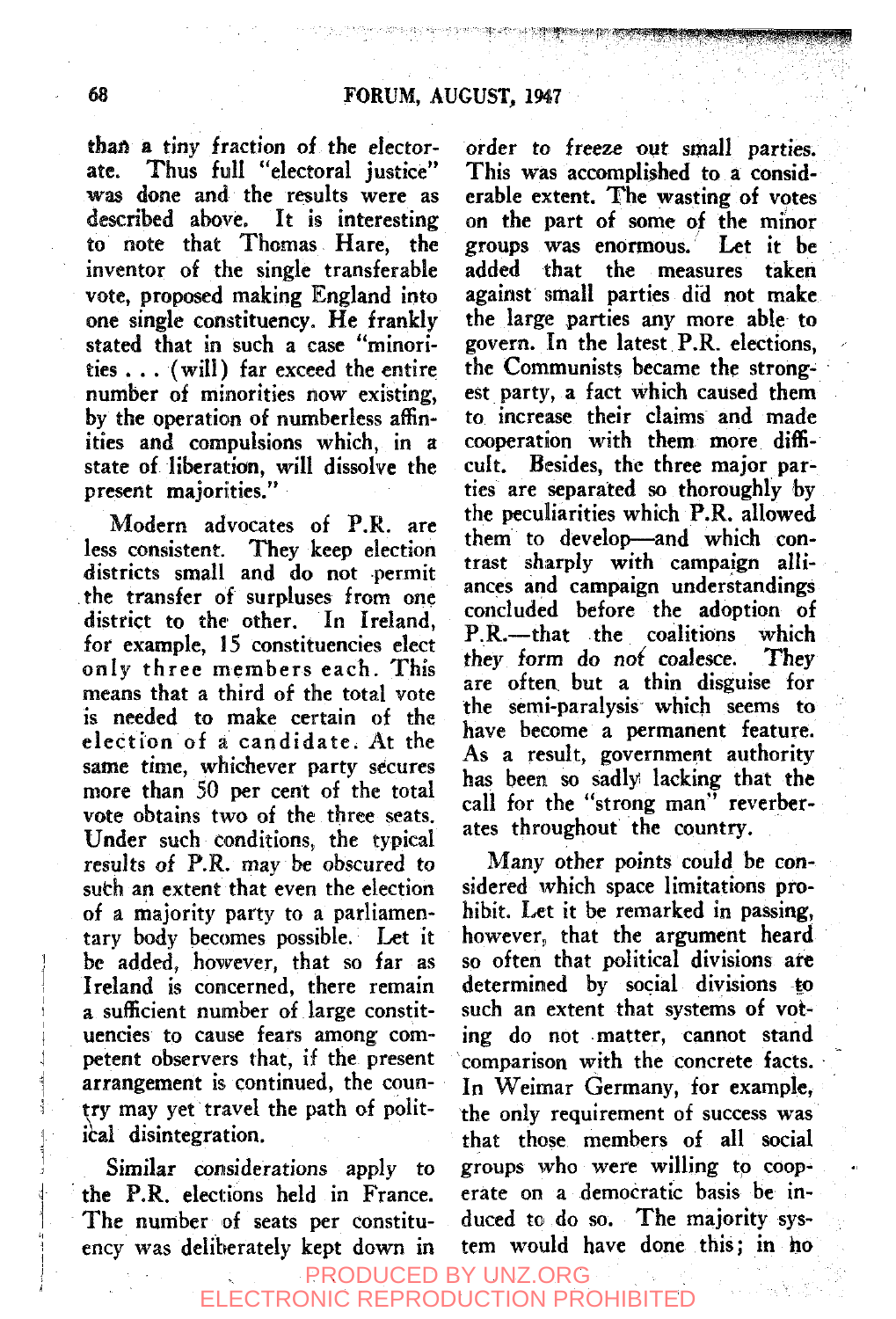than a tiny fraction of the electorate. Thus full "electoral justice" was done and the results were as described above. It is interesting to note that Thomas Hare, the inventor of the single transferable vote, proposed making England into one single constituency. He frankly stated that in such a case "minorities . . . (will) far exceed the entire number of minorities now existing, by the operation of numberless affinities and compulsions which, in a state of liberation, will dissolve the present majorities."

Modern advocates of P.R. are less consistent. They keep election districts small and do not permit the transfer of surpluses from one district to the other. In Ireland, for example, 15 constituencies elect only three members each. This means that a third of the total vote is needed to make certain of the election of a candidate. At the same time, whichever party secures more than 50 per cent of the total vote obtains two of the three seats. Under such conditions, the typical results of P.R. may be obscured to such an extent that even the election of a majority party to a parliamentary body becomes possible. Let it be added, however, that so far as Ireland is concerned, there remain a sufficient number of large constituencies to cause fears among competent observers that, if the present arrangement is continued, the country may yet travel the path of political disintegration.

Similar considerations apply to the P.R. elections held in France. The number of seats per constituency was deliberately kept down in order to freeze out small parties. This was accomplished to a considerable extent. The wasting of votes on the part of some of the minor groups was enormous. Let it be added that the measures taken against small parties did not make the large parties any more able to govern. In the latest P.R. elections, the Communists became the strongest party, a fact which caused them to increase their claims and made cooperation with them more difficult. Besides, the three major parties are separated so thoroughly by the peculiarities which P.R. allowed them to develop—and which contrast sharply with campaign alliances and campaign understandings concluded before the adoption of P.R.—that the coalitions which they form do not coalesce. They are often but a thin disguise for the semi-paralysis which seems to have become a permanent feature. As a result, government authority has been so sadly lacking that the call for the "strong man" reverberates throughout the country.

Many other points could be considered which space limitations prohibit. Let it be remarked in passing, however, that the argument heard so often that political divisions are determined by social divisions to such an extent that systems of voting do not matter, cannot stand comparison with the concrete facts. In Weimar Germany, for example, the only requirement of success was that those members of all social groups who were willing to cooperate on a democratic basis be induced to do so. The majority system would have done this; in no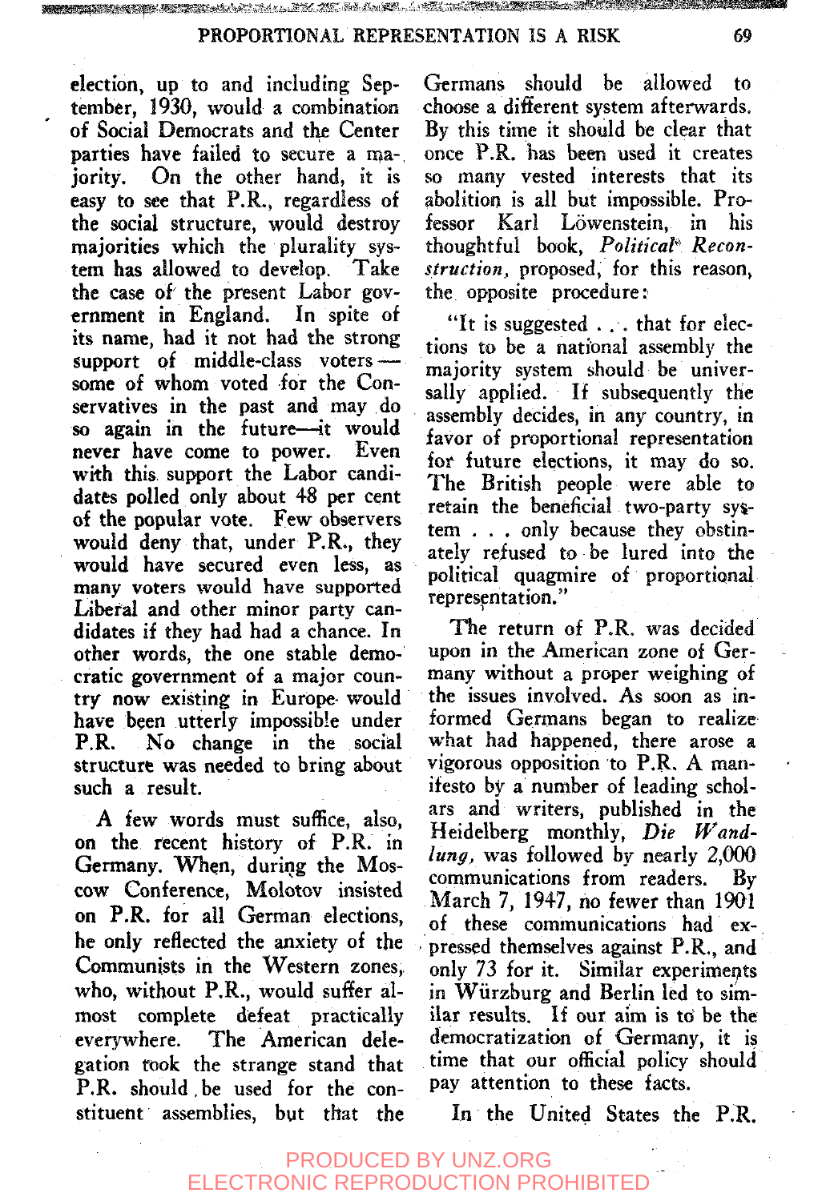election, up to and including September, 1930, would a combination of Social Democrats and the Center parties have failed to secure a majority. On the other hand, it is easy to see that P.R., regardless of the social structure, would destroy majorities which the plurality system has allowed to develop. Take the case of the present Labor government in England. In spite of its name, had it not had the strong support of middle-class voters—some of whom voted for the Conservatives in the past and may do so again in the future—it would never have come to power. Even with this support the Labor candidates polled only about 48 per cent of the popular vote. Few observers would deny that, under P.R., they would have secured even less, as many voters would have supported Liberal and other minor party candidates if they had had a chance. In other words, the one stable democratic government of a major country now existing in Europe would have been utterly impossible under P.R. No change in the social structure was needed to bring about such a result.

A few words must suffice, also, on the recent history of P.R. in Germany. When, during the Moscow Conference, Molotov insisted on P.R. for all German elections, he only reflected the anxiety of the Communists in the Western zones, who, without P.R., would suffer almost complete defeat practically everywhere. The American delegation took the strange stand that P.R. should be used for the constituent assemblies, but that the Germans should be allowed to choose a different system afterwards. By this time it should be clear that once P.R. has been used it creates so many vested interests that its abolition is all but impossible. Professor Karl Löwenstein, in his thoughtful book, *Political Reconstruction,* proposed, for this reason, the opposite procedure:

"It is suggested . . . that for elections to be a national assembly the majority system should be universally applied. If subsequently the assembly decides, in any country, in favor of proportional representation for future elections, it may do so. The British people were able to retain the beneficial two-party system . . . only because they obstinately refused to be lured into the political quagmire of proportional representation."

The return of P.R. was decided upon in the American zone of Germany without a proper weighing of the issues involved. As soon as informed Germans began to realize what had happened, there arose a vigorous opposition to P.R. A manifesto by a number of leading scholars and writers, published in the Heidelberg monthly, *Die Wandlung,* was followed by nearly 2,000 communications from readers. By March 7, 1947, no fewer than 1901 of these communications had expressed themselves against P.R., and only 73 for it. Similar experiments in Würzburg and Berlin led to similar results. If our aim is to be the democratization of Germany, it is time that our official policy should pay attention to these facts.

In the United States the P.R.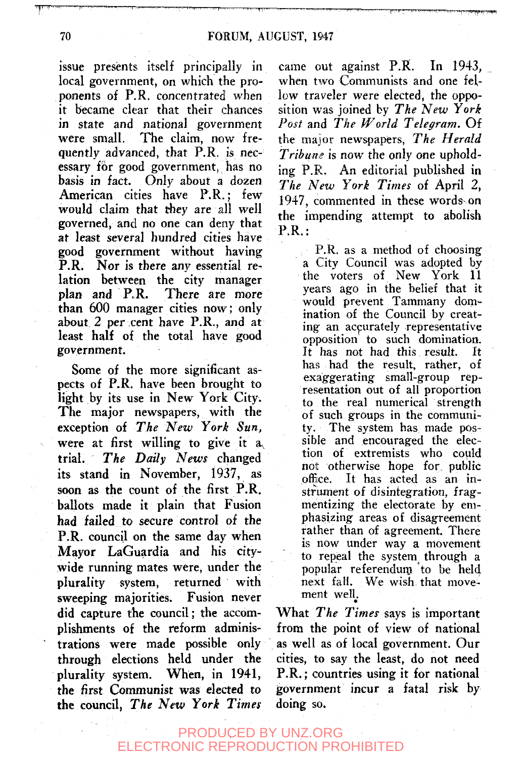issue presents itself principally in local government, on which the proponents of P.R. concentrated when it became clear that their chances in state and national government were small. The claim, now frequently advanced, that P.R. is necessary for good government, has no basis in fact. Only about a dozen American cities have P.R.; few would claim that they are all well governed, and no one can deny that at least several hundred cities have good government without having P.R. Nor is there any essential relation between the city manager plan and P.R. There are more than 600 manager cities now; only about 2 per cent have P.R., and at least half of the total have good government.

Some of the more significant aspects of P.R. have been brought to light by its use in New York City. The major newspapers, with the exception of *The New York Sun*, were at first willing to give it a trial. *The Daily News* changed its stand in November, 1937, as soon as the count of the first P.R. ballots made it plain that Fusion had failed to secure control of the P.R. council on the same day when Mayor LaGuardia and his city-wide running mates were, under the plurality system, returned with sweeping majorities. Fusion never did capture the council; the accomplishments of the reform administrations were made possible only through elections held under the plurality system. When, in 1941, the first Communist was elected to the council, *The New York Times* came out against P.R. In 1943, when two Communists and one fellow traveler were elected, the opposition was joined by *The New York Post* and *The World Telegram*. Of the major newspapers, *The Herald Tribune* is now the only one upholding P.R. An editorial published in *The New York Times* of April 2, 1947, commented in these words on the impending attempt to abolish P.R.:

> P.R. as a method of choosing a City Council was adopted by the voters of New York 11 years ago in the belief that it would prevent Tammany domination of the Council by creating an accurately representative opposition to such domination. It has not had this result. It has had the result, rather, of exaggerating small-group representation out of all proportion to the real numerical strength of such groups in the community. The system has made possible and encouraged the election of extremists who could not otherwise hope for public office. It has acted as an instrument of disintegration, fragmentizing the electorate by emphasizing areas of disagreement rather than of agreement. There is now under way a movement to repeal the system through a popular referendum to be held next fall. We wish that movement well.

What *The Times* says is important from the point of view of national as well as of local government. Our cities, to say the least, do not need P.R.; countries using it for national government incur a fatal risk by doing so.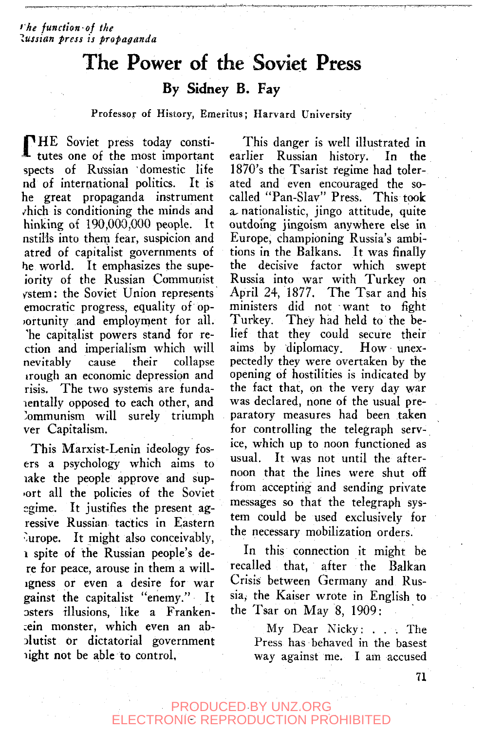*The function of the Russian press is propaganda*

# The Power of the Soviet Press

### By Sidney B. Fay

Professor of History, Emeritus; Harvard University

THE Soviet press today constitutes one of the most important spects of Russian domestic life nd of international politics. It is he great propaganda instrument which is conditioning the minds and hinking of 190,000,000 people. It nstills into them fear, suspicion and atred of capitalist governments of he world. It emphasizes the superiority of the Russian Communist ystem: the Soviet Union represents emocratic progress, equality of opportunity and employment for all. The capitalist powers stand for reaction and imperialism which will nevitably cause their collapse rough an economic depression and risis. The two systems are fundamentally opposed to each other, and Communism will surely triumph ver Capitalism.

This Marxist-Lenin ideology fosers a psychology which aims to nake the people approve and support all the policies of the Soviet egime. It justifies the present aggressive Russian tactics in Eastern Europe. It might also conceivably, n spite of the Russian people's desire for peace, arouse in them a willingness or even a desire for war gainst the capitalist "enemy." It osters illusions, like a Frankenstein monster, which even an absolutist or dictatorial government night not be able to control,

This danger is well illustrated in earlier Russian history. In the 1870's the Tsarist regime had tolerated and even encouraged the so-called "Pan-Slav" Press. This took a nationalistic, jingo attitude, quite outdoing jingoism anywhere else in Europe, championing Russia's ambitions in the Balkans. It was finally the decisive factor which swept Russia into war with Turkey on April 24, 1877. The Tsar and his ministers did not want to fight Turkey. They had held to the belief that they could secure their aims by diplomacy. How unexpectedly they were overtaken by the opening of hostilities is indicated by the fact that, on the very day war was declared, none of the usual preparatory measures had been taken for controlling the telegraph service, which up to noon functioned as usual. It was not until the afternoon that the lines were shut off from accepting and sending private messages so that the telegraph system could be used exclusively for the necessary mobilization orders.

In this connection it might be recalled that, after the Balkan Crisis between Germany and Russia, the Kaiser wrote in English to the Tsar on May 8, 1909:

> My Dear Nicky: . . . The Press has behaved in the basest way against me. I am accused